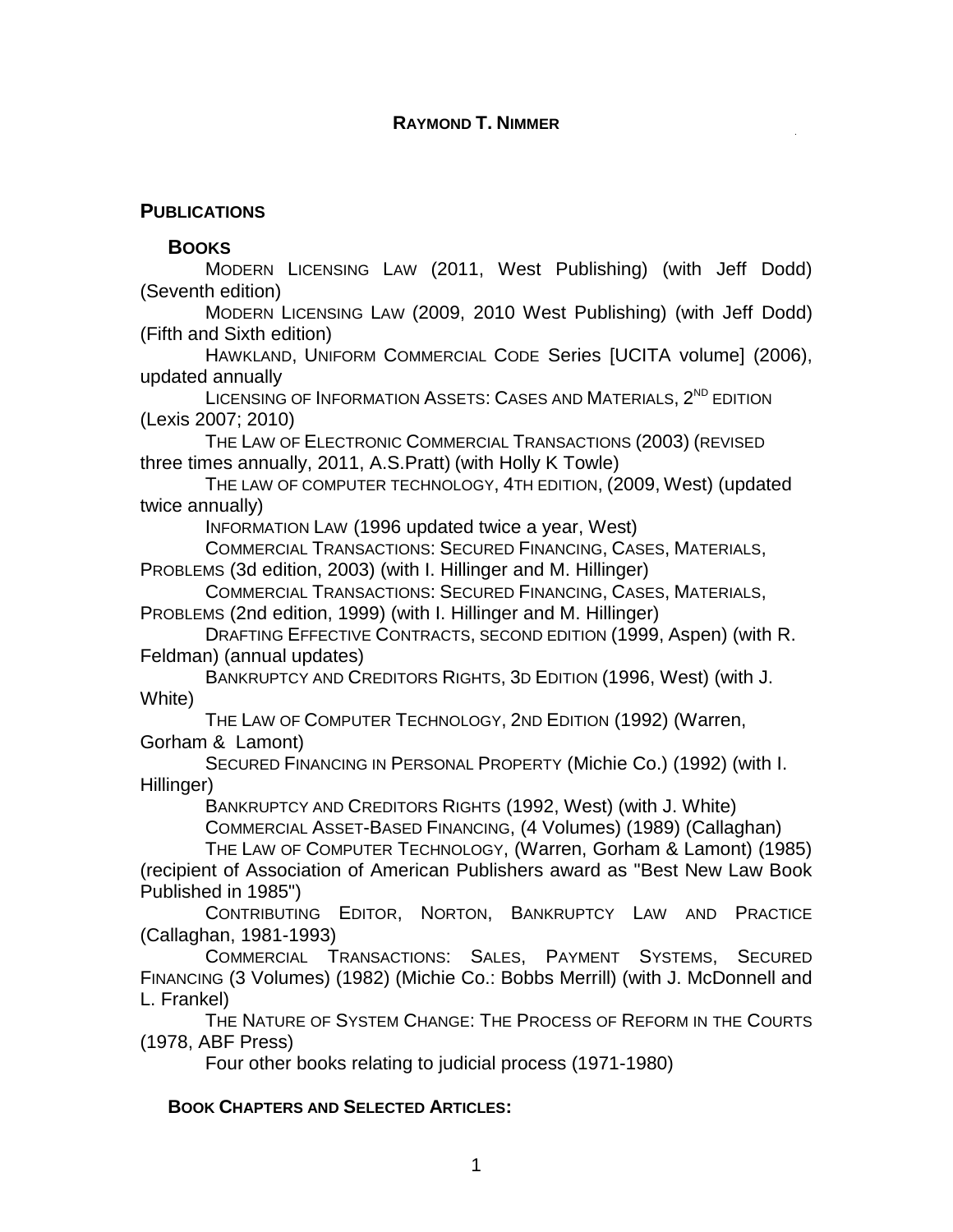# RAYMOND T. NIMMER

## PUBLICATIONS

### BOOKS

MODERN LICENSING LAW (2011, West Publishing) (with Jeff Dodd) (Seventh edition)

MODERN LICENSING LAW (2009, 2010 West Publishing) (with Jeff Dodd) (Fifth and Sixth edition)

HAWKLAND, UNIFORM COMMERCIAL CODE Series [UCITA volume] (2006), updated annually

LICENSING OF INFORMATION ASSETS: CASES AND MATERIALS, 2ND EDITION (Lexis 2007; 2010)

THE LAW OF ELECTRONIC COMMERCIAL TRANSACTIONS (2003) (REVISED three times annually, 2011, A.S.Pratt) (with Holly K Towle)

THE LAW OF COMPUTER TECHNOLOGY, 4TH EDITION, (2009, West) (updated twice annually)

INFORMATION LAW (1996 updated twice a year, West)

COMMERCIAL TRANSACTIONS: SECURED FINANCING, CASES, MATERIALS, PROBLEMS (3d edition, 2003) (with I. Hillinger and M. Hillinger)

COMMERCIAL TRANSACTIONS: SECURED FINANCING, CASES, MATERIALS, PROBLEMS (2nd edition, 1999) (with I. Hillinger and M. Hillinger)

DRAFTING EFFECTIVE CONTRACTS, SECOND EDITION (1999, Aspen) (with R. Feldman) (annual updates)

BANKRUPTCY AND CREDITORS RIGHTS, 3D EDITION (1996, West) (with J. White)

THE LAW OF COMPUTER TECHNOLOGY, 2ND EDITION (1992) (Warren, Gorham & Lamont)

SECURED FINANCING IN PERSONAL PROPERTY (Michie Co.) (1992) (with I. Hillinger)

BANKRUPTCY AND CREDITORS RIGHTS (1992, West) (with J. White)

COMMERCIAL ASSET-BASED FINANCING, (4 Volumes) (1989) (Callaghan)

THE LAW OF COMPUTER TECHNOLOGY, (Warren, Gorham & Lamont) (1985) (recipient of Association of American Publishers award as "Best New Law Book Published in 1985")

CONTRIBUTING EDITOR, NORTON, BANKRUPTCY LAW AND PRACTICE (Callaghan, 1981-1993)

COMMERCIAL TRANSACTIONS: SALES, PAYMENT SYSTEMS, SECURED FINANCING (3 Volumes) (1982) (Michie Co.: Bobbs Merrill) (with J. McDonnell and L. Frankel)

THE NATURE OF SYSTEM CHANGE: THE PROCESS OF REFORM IN THE COURTS (1978, ABF Press)

Four other books relating to judicial process (1971-1980)

### BOOK CHAPTERS AND SELECTED ARTICLES: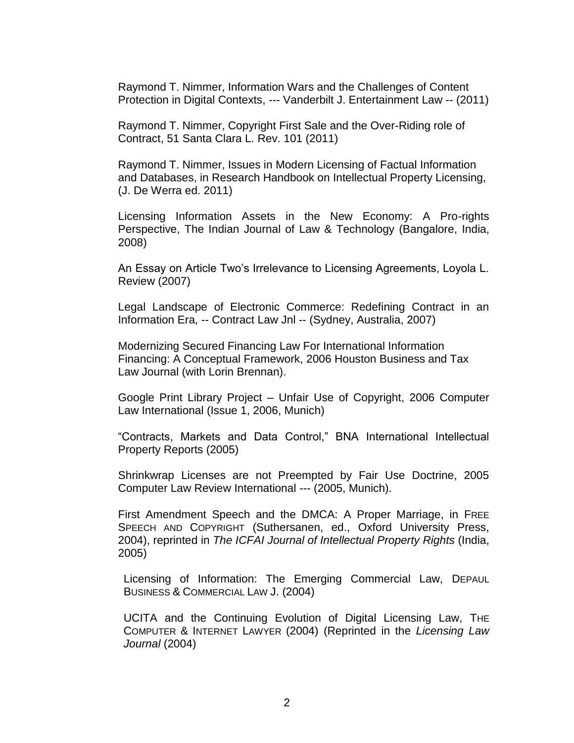Raymond T. Nimmer, Information Wars and the Challenges of Content Protection in Digital Contexts, --- Vanderbilt J. Entertainment Law -- (2011)

Raymond T. Nimmer, Copyright First Sale and the Over-Riding role of Contract, 51 Santa Clara L. Rev. 101 (2011)

Raymond T. Nimmer, Issues in Modern Licensing of Factual Information and Databases, in Research Handbook on Intellectual Property Licensing, (J. De Werra ed. 2011)

Licensing Information Assets in the New Economy: A Pro-rights Perspective, The Indian Journal of Law & Technology (Bangalore, India, 2008)

An Essay on Article Two's Irrelevance to Licensing Agreements, Loyola L. Review (2007)

Legal Landscape of Electronic Commerce: Redefining Contract in an Information Era, -- Contract Law Jnl -- (Sydney, Australia, 2007)

Modernizing Secured Financing Law For International Information Financing: A Conceptual Framework, 2006 Houston Business and Tax Law Journal (with Lorin Brennan).

Google Print Library Project – Unfair Use of Copyright, 2006 Computer Law International (Issue 1, 2006, Munich)

"Contracts, Markets and Data Control," BNA International Intellectual Property Reports (2005)

Shrinkwrap Licenses are not Preempted by Fair Use Doctrine, 2005 Computer Law Review International --- (2005, Munich).

First Amendment Speech and the DMCA: A Proper Marriage, in FREE SPEECH AND COPYRIGHT (Suthersanen, ed., Oxford University Press, 2004), reprinted in *The ICFAI Journal of Intellectual Property Rights* (India, 2005)

Licensing of Information: The Emerging Commercial Law, DEPAUL BUSINESS & COMMERCIAL LAW J. (2004)

UCITA and the Continuing Evolution of Digital Licensing Law, THE COMPUTER & INTERNET LAWYER (2004) (Reprinted in the *Licensing Law Journal* (2004)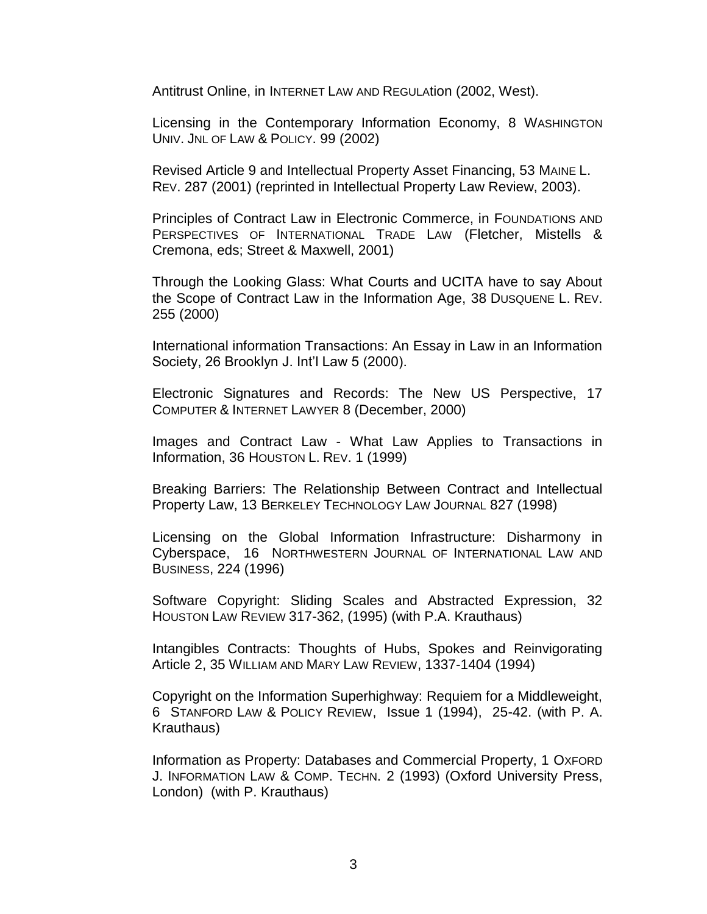Antitrust Online, in INTERNET LAW AND REGULAtion (2002, West).

Licensing in the Contemporary Information Economy, 8 WASHINGTON UNIV. JNL OF LAW & POLICY. 99 (2002)

Revised Article 9 and Intellectual Property Asset Financing, 53 MAINE L. REV. 287 (2001) (reprinted in Intellectual Property Law Review, 2003).

Principles of Contract Law in Electronic Commerce, in FOUNDATIONS AND PERSPECTIVES OF INTERNATIONAL TRADE LAW (Fletcher, Mistells & Cremona, eds; Street & Maxwell, 2001)

Through the Looking Glass: What Courts and UCITA have to say About the Scope of Contract Law in the Information Age, 38 DUSQUENE L. REV. 255 (2000)

International information Transactions: An Essay in Law in an Information Society, 26 Brooklyn J. Int'l Law 5 (2000).

Electronic Signatures and Records: The New US Perspective, 17 COMPUTER & INTERNET LAWYER 8 (December, 2000)

Images and Contract Law - What Law Applies to Transactions in Information, 36 HOUSTON L. REV. 1 (1999)

Breaking Barriers: The Relationship Between Contract and Intellectual Property Law, 13 BERKELEY TECHNOLOGY LAW JOURNAL 827 (1998)

Licensing on the Global Information Infrastructure: Disharmony in Cyberspace, 16 NORTHWESTERN JOURNAL OF INTERNATIONAL LAW AND BUSINESS, 224 (1996)

Software Copyright: Sliding Scales and Abstracted Expression, 32 HOUSTON LAW REVIEW 317-362, (1995) (with P.A. Krauthaus)

Intangibles Contracts: Thoughts of Hubs, Spokes and Reinvigorating Article 2, 35 WILLIAM AND MARY LAW REVIEW, 1337-1404 (1994)

Copyright on the Information Superhighway: Requiem for a Middleweight, 6 STANFORD LAW & POLICY REVIEW, Issue 1 (1994), 25-42. (with P. A. Krauthaus)

Information as Property: Databases and Commercial Property, 1 OXFORD J. INFORMATION LAW & COMP. TECHN. 2 (1993) (Oxford University Press, London) (with P. Krauthaus)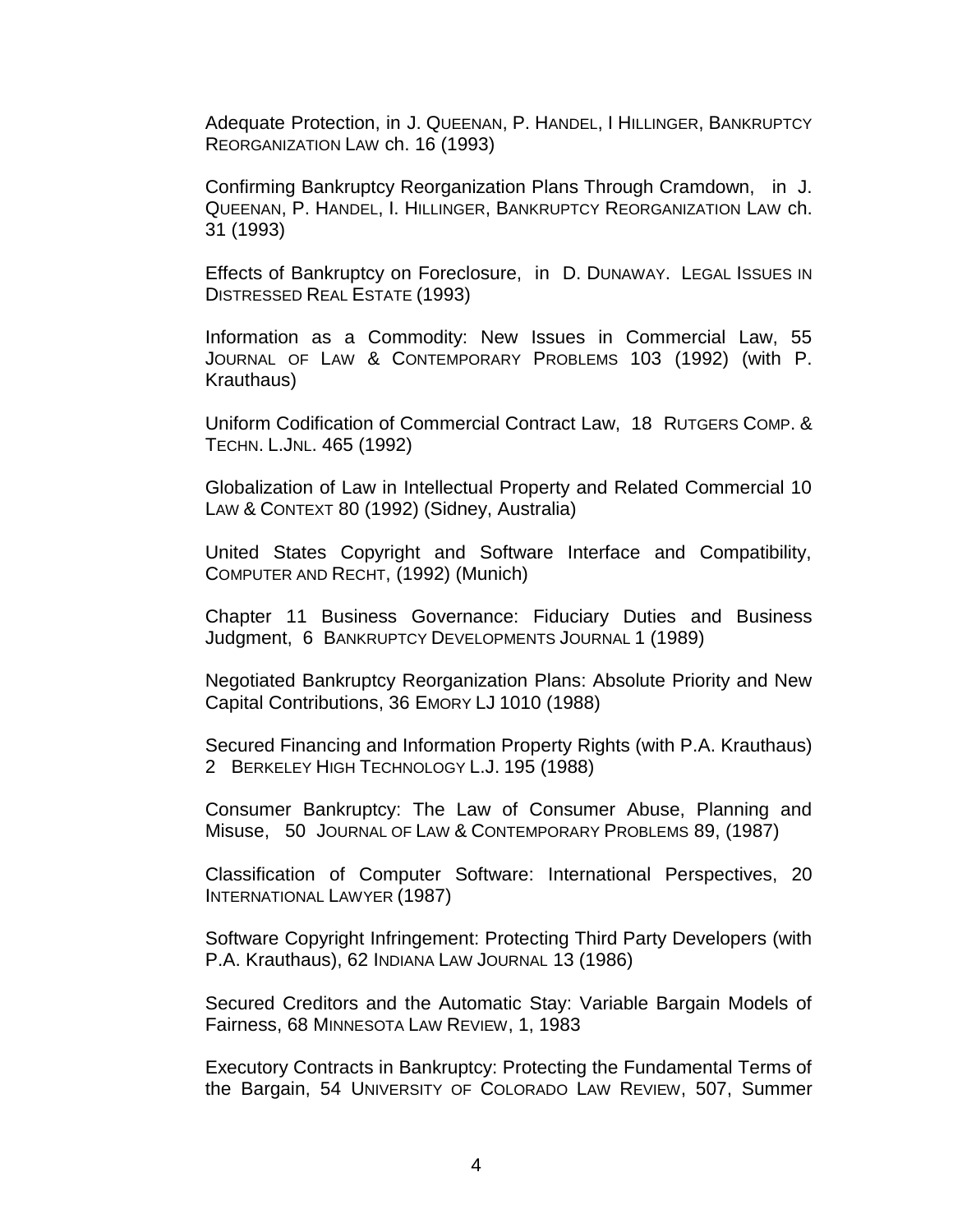Adequate Protection, in J. QUEENAN, P. HANDEL, I HILLINGER, BANKRUPTCY REORGANIZATION LAW ch. 16 (1993)

Confirming Bankruptcy Reorganization Plans Through Cramdown, in J. QUEENAN, P. HANDEL, I. HILLINGER, BANKRUPTCY REORGANIZATION LAW ch. 31 (1993)

Effects of Bankruptcy on Foreclosure, in D. DUNAWAY. LEGAL ISSUES IN DISTRESSED REAL ESTATE (1993)

Information as a Commodity: New Issues in Commercial Law, 55 JOURNAL OF LAW & CONTEMPORARY PROBLEMS 103 (1992) (with P. Krauthaus)

Uniform Codification of Commercial Contract Law, 18 RUTGERS COMP. & TECHN. L.JNL. 465 (1992)

Globalization of Law in Intellectual Property and Related Commercial 10 LAW & CONTEXT 80 (1992) (Sidney, Australia)

United States Copyright and Software Interface and Compatibility, COMPUTER AND RECHT, (1992) (Munich)

Chapter 11 Business Governance: Fiduciary Duties and Business Judgment, 6 BANKRUPTCY DEVELOPMENTS JOURNAL 1 (1989)

Negotiated Bankruptcy Reorganization Plans: Absolute Priority and New Capital Contributions, 36 EMORY LJ 1010 (1988)

Secured Financing and Information Property Rights (with P.A. Krauthaus) 2 BERKELEY HIGH TECHNOLOGY L.J. 195 (1988)

Consumer Bankruptcy: The Law of Consumer Abuse, Planning and Misuse, 50 JOURNAL OF LAW & CONTEMPORARY PROBLEMS 89, (1987)

Classification of Computer Software: International Perspectives, 20 INTERNATIONAL LAWYER (1987)

Software Copyright Infringement: Protecting Third Party Developers (with P.A. Krauthaus), 62 INDIANA LAW JOURNAL 13 (1986)

Secured Creditors and the Automatic Stay: Variable Bargain Models of Fairness, 68 MINNESOTA LAW REVIEW, 1, 1983

Executory Contracts in Bankruptcy: Protecting the Fundamental Terms of the Bargain, 54 UNIVERSITY OF COLORADO LAW REVIEW, 507, Summer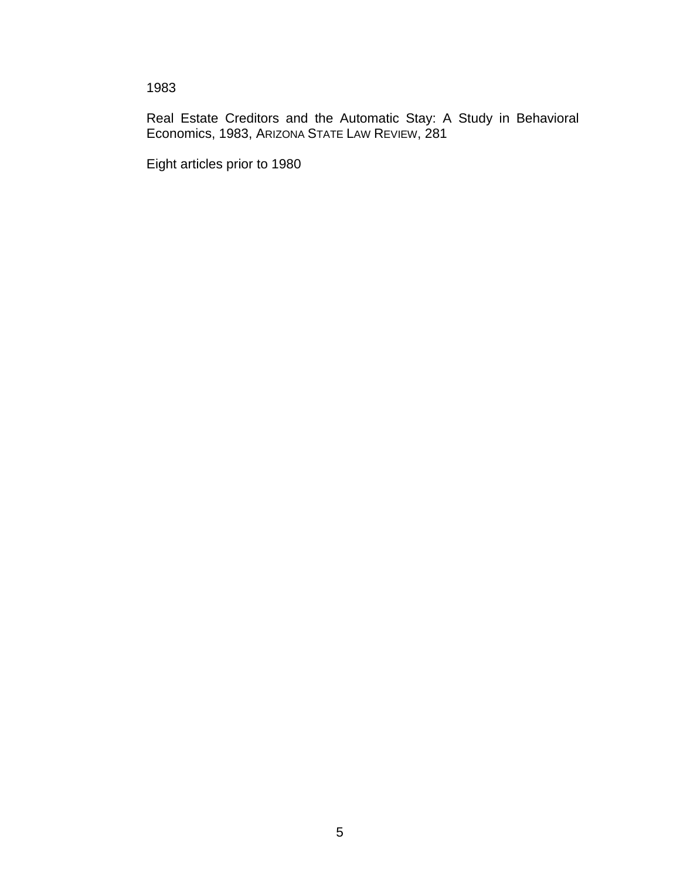1983

Real Estate Creditors and the Automatic Stay: A Study in Behavioral Economics, 1983, ARIZONA STATE LAW REVIEW, 281

Eight articles prior to 1980